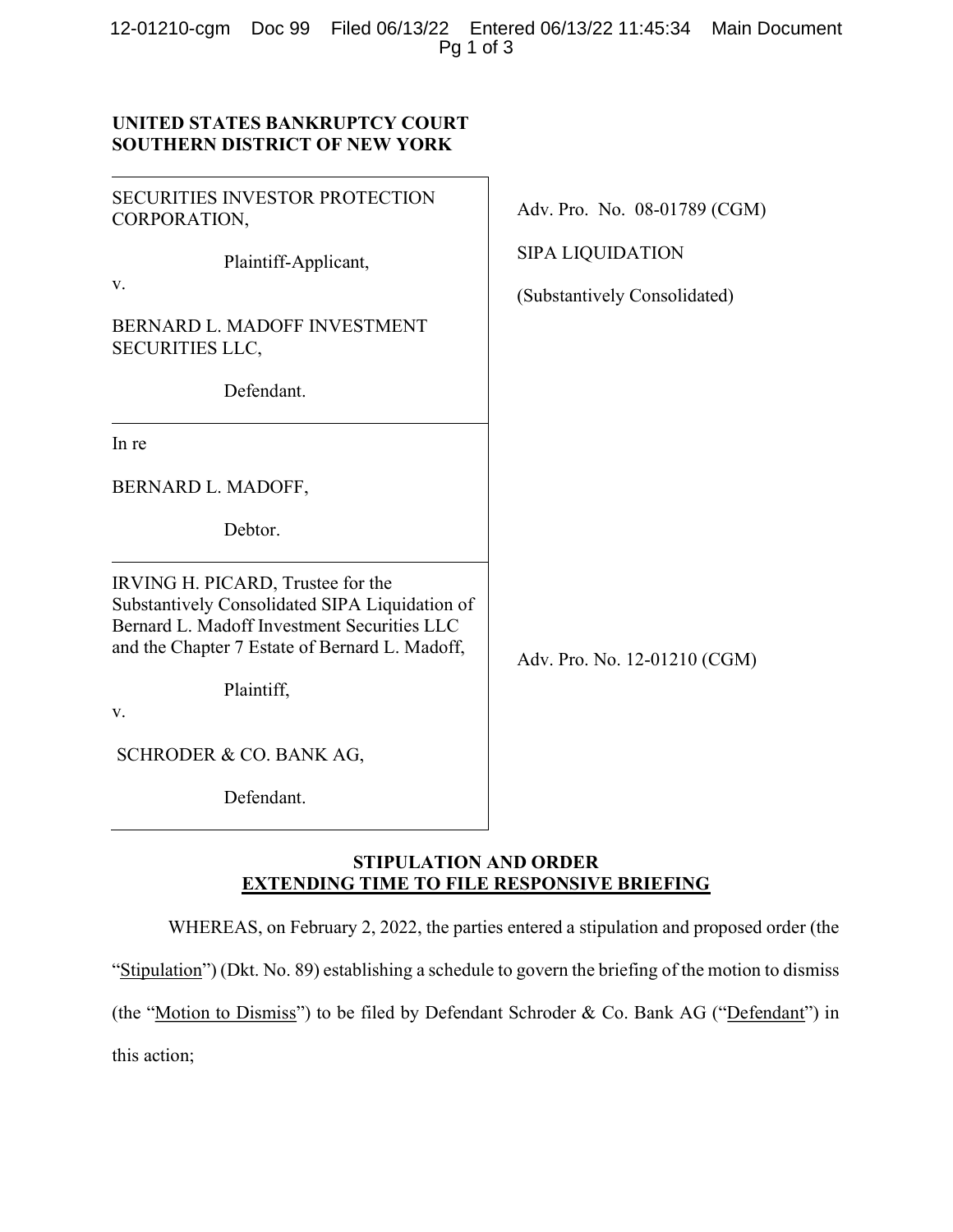**UNITED STATES BANKRUPTCY COURT**
**SOUTHERN DISTRICT OF NEW YORK**

| | |
|---|---|
| SECURITIES INVESTOR PROTECTION CORPORATION,<br><br>Plaintiff-Applicant,<br><br>v.<br><br>BERNARD L. MADOFF INVESTMENT SECURITIES LLC,<br><br>Defendant. | Adv. Pro. No. 08-01789 (CGM)<br><br>SIPA LIQUIDATION<br><br>(Substantively Consolidated) |
| In re<br><br>BERNARD L. MADOFF,<br><br>Debtor. | |
| IRVING H. PICARD, Trustee for the Substantively Consolidated SIPA Liquidation of Bernard L. Madoff Investment Securities LLC and the Chapter 7 Estate of Bernard L. Madoff,<br><br>Plaintiff,<br><br>v.<br><br>SCHRODER & CO. BANK AG,<br><br>Defendant. | Adv. Pro. No. 12-01210 (CGM) |

## STIPULATION AND ORDER EXTENDING TIME TO FILE RESPONSIVE BRIEFING

WHEREAS, on February 2, 2022, the parties entered a stipulation and proposed order (the "Stipulation") (Dkt. No. 89) establishing a schedule to govern the briefing of the motion to dismiss (the "Motion to Dismiss") to be filed by Defendant Schroder & Co. Bank AG ("Defendant") in this action;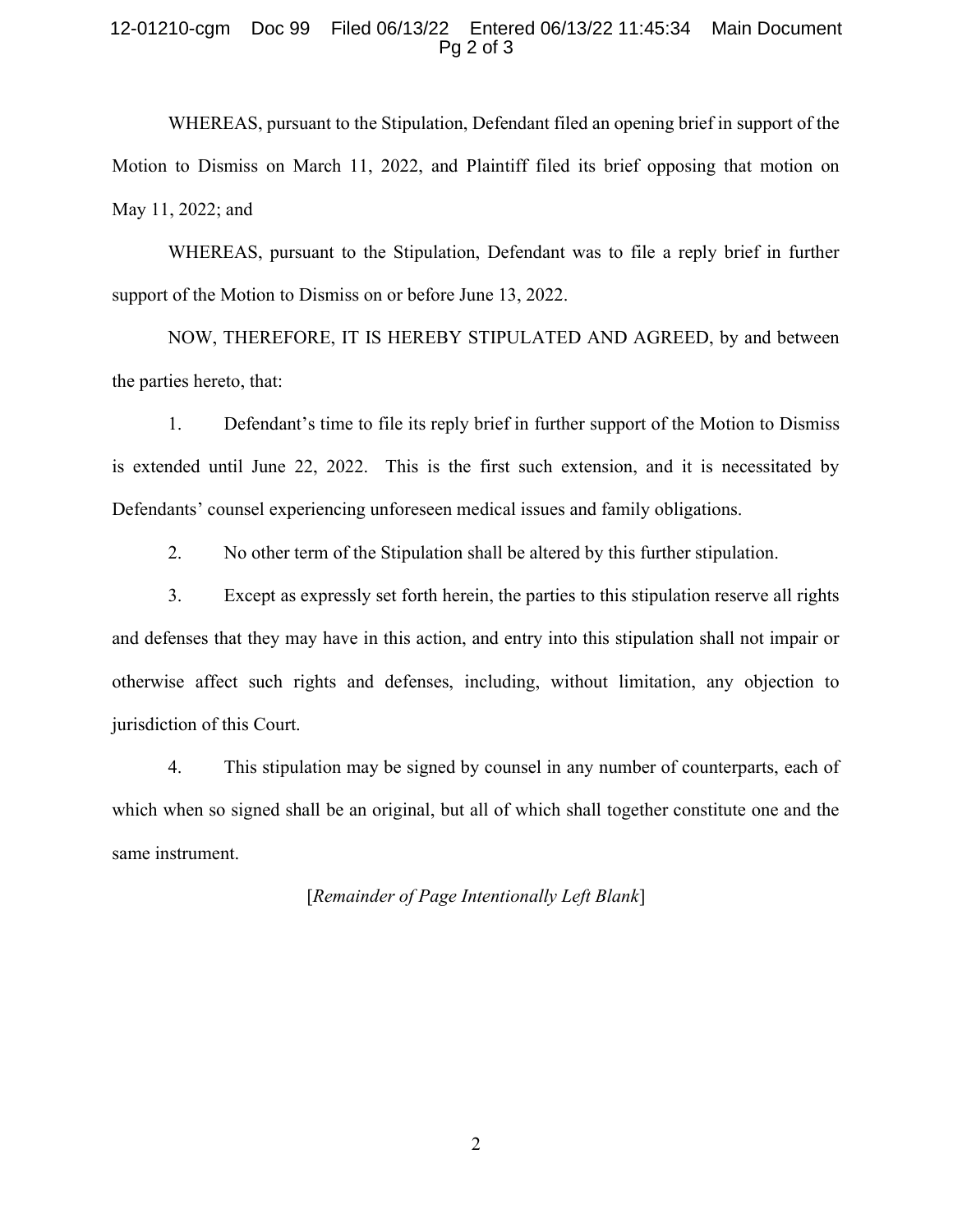WHEREAS, pursuant to the Stipulation, Defendant filed an opening brief in support of the Motion to Dismiss on March 11, 2022, and Plaintiff filed its brief opposing that motion on May 11, 2022; and

WHEREAS, pursuant to the Stipulation, Defendant was to file a reply brief in further support of the Motion to Dismiss on or before June 13, 2022.

NOW, THEREFORE, IT IS HEREBY STIPULATED AND AGREED, by and between the parties hereto, that:

1. Defendant's time to file its reply brief in further support of the Motion to Dismiss is extended until June 22, 2022. This is the first such extension, and it is necessitated by Defendants' counsel experiencing unforeseen medical issues and family obligations.

2. No other term of the Stipulation shall be altered by this further stipulation.

3. Except as expressly set forth herein, the parties to this stipulation reserve all rights and defenses that they may have in this action, and entry into this stipulation shall not impair or otherwise affect such rights and defenses, including, without limitation, any objection to jurisdiction of this Court.

4. This stipulation may be signed by counsel in any number of counterparts, each of which when so signed shall be an original, but all of which shall together constitute one and the same instrument.

[*Remainder of Page Intentionally Left Blank*]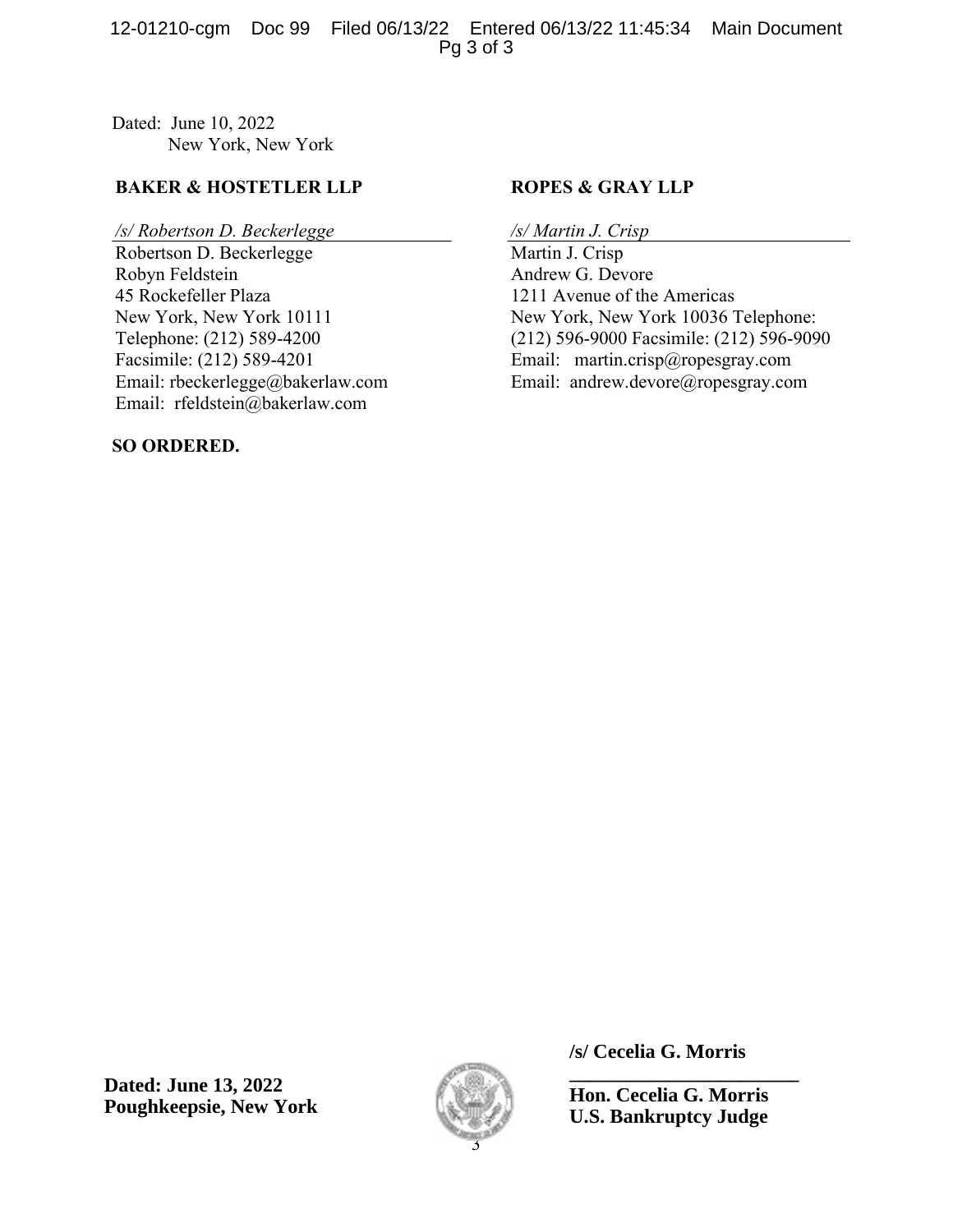Dated: June 10, 2022
New York, New York

**BAKER & HOSTETLER LLP**

*/s/ Robertson D. Beckerlegge*
Robertson D. Beckerlegge
Robyn Feldstein
45 Rockefeller Plaza
New York, New York 10111
Telephone: (212) 589-4200
Facsimile: (212) 589-4201
Email: rbeckerlegge@bakerlaw.com
Email: rfeldstein@bakerlaw.com

**ROPES & GRAY LLP**

*/s/ Martin J. Crisp*
Martin J. Crisp
Andrew G. Devore
1211 Avenue of the Americas
New York, New York 10036 Telephone:
(212) 596-9000 Facsimile: (212) 596-9090
Email: martin.crisp@ropesgray.com
Email: andrew.devore@ropesgray.com

**SO ORDERED.**

**Dated: June 13, 2022**
**Poughkeepsie, New York**

**/s/ Cecelia G. Morris**

**Hon. Cecelia G. Morris**
**U.S. Bankruptcy Judge**